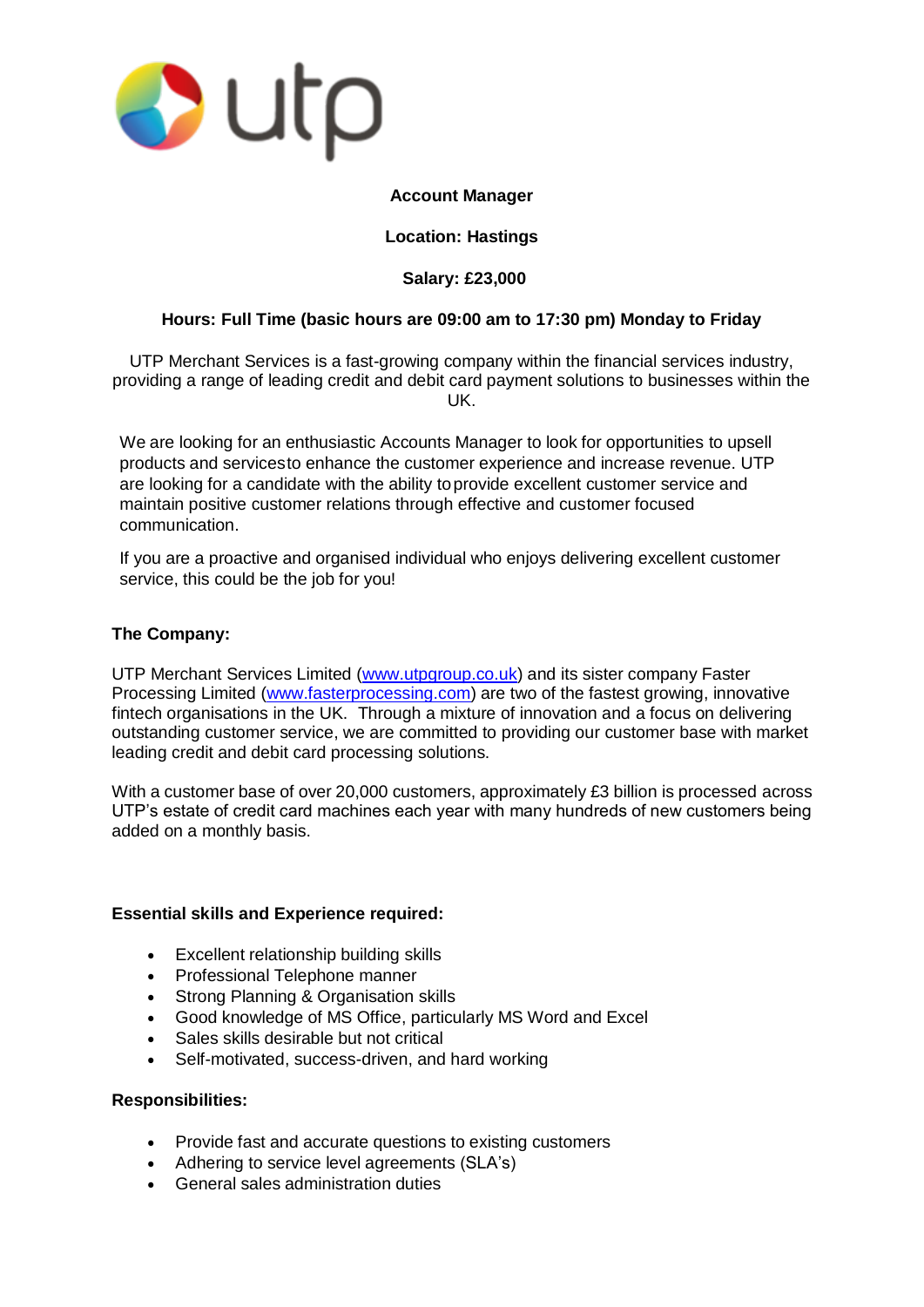**Account Manager**

**Location: Hastings**

**Salary: £23,000**

**Hours: Full Time (basic hours are 09:00 am to 17:30 pm) Monday to Friday**

UTP Merchant Services is a fast-growing company within the financial services industry, providing a range of leading credit and debit card payment solutions to businesses within the UK.

We are looking for an enthusiastic Accounts Manager to look for opportunities to upsell products and servicesto enhance the customer experience and increase revenue. UTP are looking for a candidate with the ability to provide excellent customer service and maintain positive customer relations through effective and customer focused communication.

If you are a proactive and organised individual who enjoys delivering excellent customer service, this could be the job for you!

**The Company:**

UTP Merchant Services Limited (www.utpgroup.co.uk) and its sister company Faster Processing Limited (www.fasterprocessing.com) are two of the fastest growing, innovative fintech organisations in the UK. Through a mixture of innovation and a focus on delivering outstanding customer service, we are committed to providing our customer base with market leading credit and debit card processing solutions.

With a customer base of over 20,000 customers, approximately £3 billion is processed across UTP's estate of credit card machines each year with many hundreds of new customers being added on a monthly basis.

**Essential skills and Experience required:**

- Excellent relationship building skills
- Professional Telephone manner
- Strong Planning & Organisation skills
- Good knowledge of MS Office, particularly MS Word and Excel
- Sales skills desirable but not critical
- Self-motivated, success-driven, and hard working

**Responsibilities:**

- Provide fast and accurate questions to existing customers
- Adhering to service level agreements (SLA's)
- General sales administration duties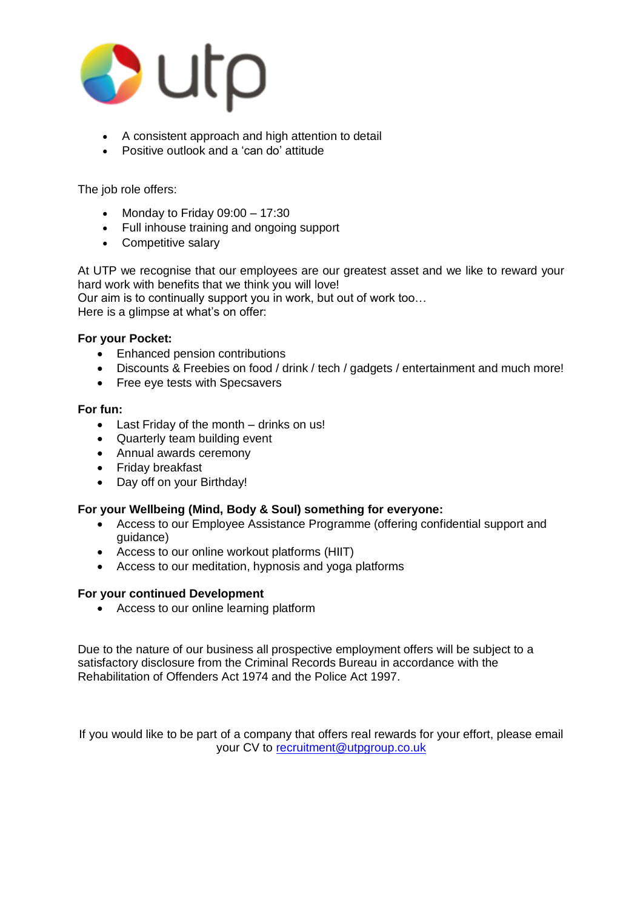- A consistent approach and high attention to detail
- Positive outlook and a 'can do' attitude

The job role offers:

- Monday to Friday 09:00 – 17:30
- Full inhouse training and ongoing support
- Competitive salary

At UTP we recognise that our employees are our greatest asset and we like to reward your hard work with benefits that we think you will love!
Our aim is to continually support you in work, but out of work too…
Here is a glimpse at what's on offer:

**For your Pocket:**

- Enhanced pension contributions
- Discounts & Freebies on food / drink / tech / gadgets / entertainment and much more!
- Free eye tests with Specsavers

**For fun:**

- Last Friday of the month – drinks on us!
- Quarterly team building event
- Annual awards ceremony
- Friday breakfast
- Day off on your Birthday!

**For your Wellbeing (Mind, Body & Soul) something for everyone:**

- Access to our Employee Assistance Programme (offering confidential support and guidance)
- Access to our online workout platforms (HIIT)
- Access to our meditation, hypnosis and yoga platforms

**For your continued Development**

- Access to our online learning platform

Due to the nature of our business all prospective employment offers will be subject to a satisfactory disclosure from the Criminal Records Bureau in accordance with the Rehabilitation of Offenders Act 1974 and the Police Act 1997.

If you would like to be part of a company that offers real rewards for your effort, please email your CV to recruitment@utpgroup.co.uk